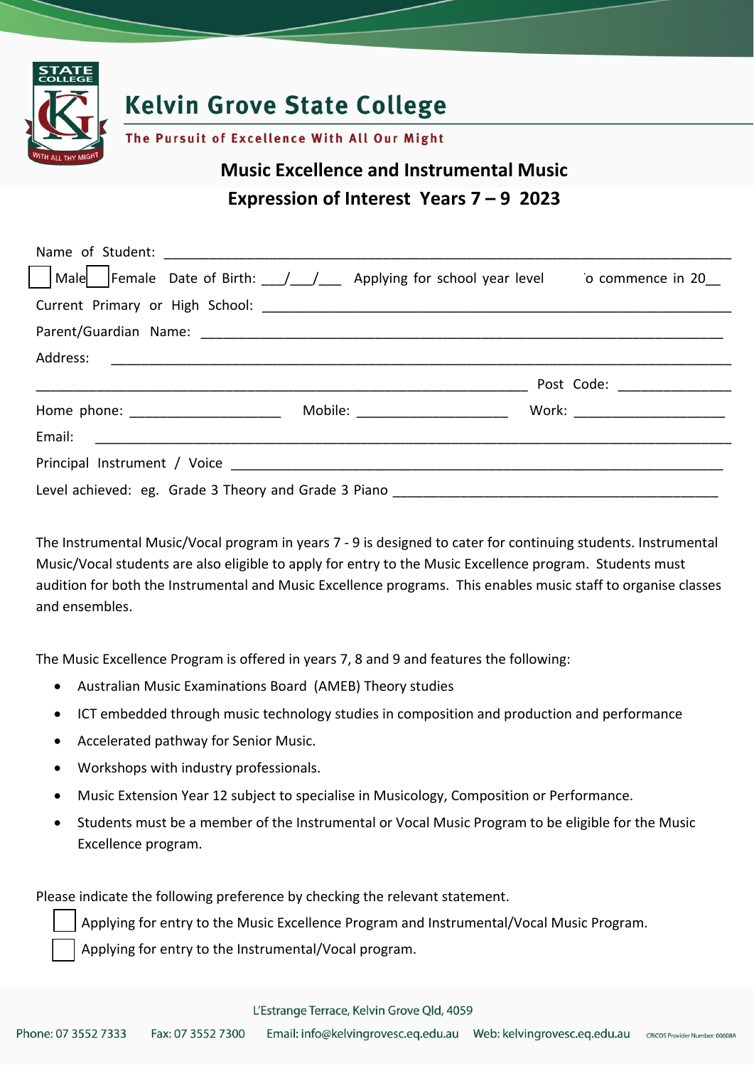# Kelvin Grove State College

**The Pursuit of Excellence With All Our Might**

## Music Excellence and Instrumental Music

## Expression of Interest Years 7 – 9 2023

Name of Student: ______________________________________________________________

☐ Male ☐ Female Date of Birth: ___/___/___ Applying for school year level ˙o commence in 20__

Current Primary or High School: ______________________________________________________

Parent/Guardian Name: ______________________________________________________________

Address: ______________________________________________________________________

______________________________________________________ Post Code: _____________

Home phone: ________________ Mobile: ________________ Work: ________________

Email: ________________________________________________________________________

Principal Instrument / Voice ________________________________________________________

Level achieved: eg. Grade 3 Theory and Grade 3 Piano _____________________________________

The Instrumental Music/Vocal program in years 7 - 9 is designed to cater for continuing students. Instrumental Music/Vocal students are also eligible to apply for entry to the Music Excellence program. Students must audition for both the Instrumental and Music Excellence programs. This enables music staff to organise classes and ensembles.

The Music Excellence Program is offered in years 7, 8 and 9 and features the following:

- Australian Music Examinations Board (AMEB) Theory studies
- ICT embedded through music technology studies in composition and production and performance
- Accelerated pathway for Senior Music.
- Workshops with industry professionals.
- Music Extension Year 12 subject to specialise in Musicology, Composition or Performance.
- Students must be a member of the Instrumental or Vocal Music Program to be eligible for the Music Excellence program.

Please indicate the following preference by checking the relevant statement.

☐ Applying for entry to the Music Excellence Program and Instrumental/Vocal Music Program.

☐ Applying for entry to the Instrumental/Vocal program.

L'Estrange Terrace, Kelvin Grove Qld, 4059

Phone: 07 3552 7333 Fax: 07 3552 7300 Email: info@kelvingrovesc.eq.edu.au Web: kelvingrovesc.eq.edu.au CRICOS Provider Number: 00608A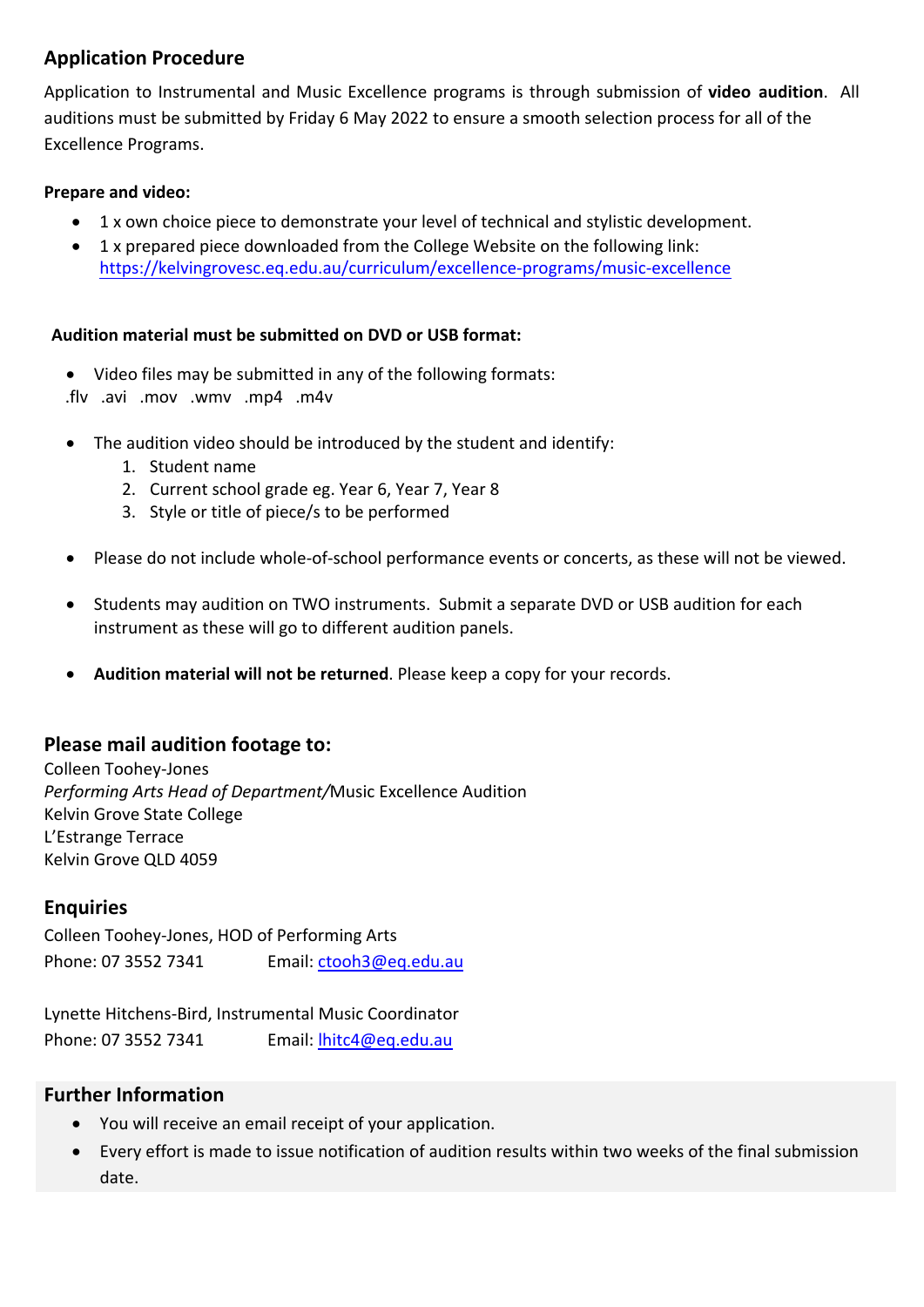## Application Procedure

Application to Instrumental and Music Excellence programs is through submission of **video audition**. All auditions must be submitted by Friday 6 May 2022 to ensure a smooth selection process for all of the Excellence Programs.

**Prepare and video:**

- 1 x own choice piece to demonstrate your level of technical and stylistic development.
- 1 x prepared piece downloaded from the College Website on the following link: https://kelvingrovesc.eq.edu.au/curriculum/excellence-programs/music-excellence

**Audition material must be submitted on DVD or USB format:**

- Video files may be submitted in any of the following formats:

.flv .avi .mov .wmv .mp4 .m4v

- The audition video should be introduced by the student and identify:
  1. Student name
  2. Current school grade eg. Year 6, Year 7, Year 8
  3. Style or title of piece/s to be performed

- Please do not include whole-of-school performance events or concerts, as these will not be viewed.

- Students may audition on TWO instruments. Submit a separate DVD or USB audition for each instrument as these will go to different audition panels.

- **Audition material will not be returned**. Please keep a copy for your records.

## Please mail audition footage to:

Colleen Toohey-Jones
*Performing Arts Head of Department/*Music Excellence Audition
Kelvin Grove State College
L'Estrange Terrace
Kelvin Grove QLD 4059

## Enquiries

Colleen Toohey-Jones, HOD of Performing Arts
Phone: 07 3552 7341 Email: ctooh3@eq.edu.au

Lynette Hitchens-Bird, Instrumental Music Coordinator
Phone: 07 3552 7341 Email: lhitc4@eq.edu.au

## Further Information

- You will receive an email receipt of your application.
- Every effort is made to issue notification of audition results within two weeks of the final submission date.